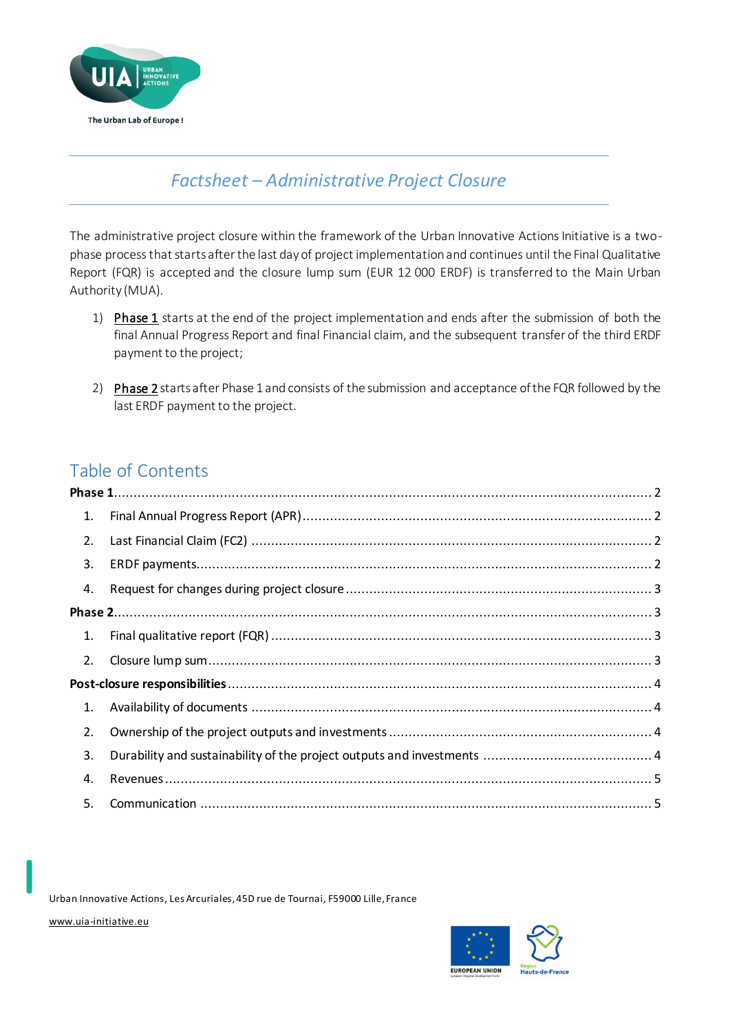# *Factsheet – Administrative Project Closure*

The administrative project closure within the framework of the Urban Innovative Actions Initiative is a two-phase process that starts after the last day of project implementation and continues until the Final Qualitative Report (FQR) is accepted and the closure lump sum (EUR 12 000 ERDF) is transferred to the Main Urban Authority (MUA).

1) Phase 1 starts at the end of the project implementation and ends after the submission of both the final Annual Progress Report and final Financial claim, and the subsequent transfer of the third ERDF payment to the project;

2) Phase 2 starts after Phase 1 and consists of the submission and acceptance of the FQR followed by the last ERDF payment to the project.

## Table of Contents

**Phase 1** ..... 2

1. Final Annual Progress Report (APR) ..... 2
2. Last Financial Claim (FC2) ..... 2
3. ERDF payments ..... 2
4. Request for changes during project closure ..... 3

**Phase 2** ..... 3

1. Final qualitative report (FQR) ..... 3
2. Closure lump sum ..... 3

**Post-closure responsibilities** ..... 4

1. Availability of documents ..... 4
2. Ownership of the project outputs and investments ..... 4
3. Durability and sustainability of the project outputs and investments ..... 4
4. Revenues ..... 5
5. Communication ..... 5

Urban Innovative Actions, Les Arcuriales, 45D rue de Tournai, F59000 Lille, France

www.uia-initiative.eu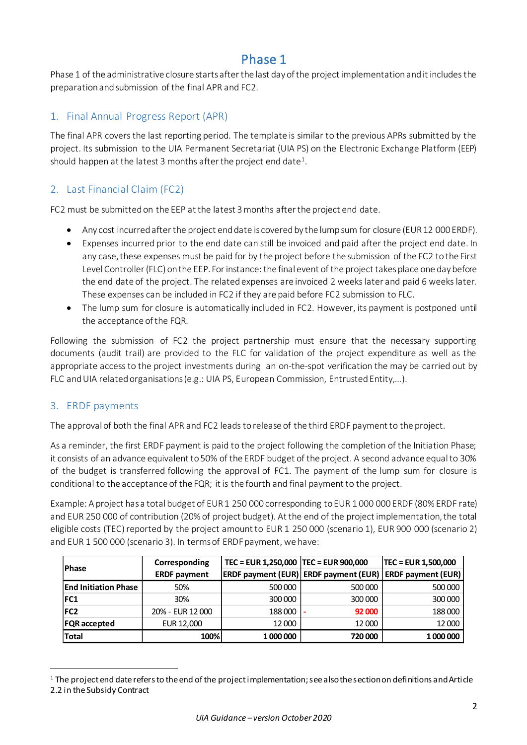# Phase 1

Phase 1 of the administrative closure starts after the last day of the project implementation and it includes the preparation and submission of the final APR and FC2.

## 1. Final Annual Progress Report (APR)

The final APR covers the last reporting period. The template is similar to the previous APRs submitted by the project. Its submission to the UIA Permanent Secretariat (UIA PS) on the Electronic Exchange Platform (EEP) should happen at the latest 3 months after the project end date[1].

## 2. Last Financial Claim (FC2)

FC2 must be submitted on the EEP at the latest 3 months after the project end date.

- Any cost incurred after the project end date is covered by the lump sum for closure (EUR 12 000 ERDF).
- Expenses incurred prior to the end date can still be invoiced and paid after the project end date. In any case, these expenses must be paid for by the project before the submission of the FC2 to the First Level Controller (FLC) on the EEP. For instance: the final event of the project takes place one day before the end date of the project. The related expenses are invoiced 2 weeks later and paid 6 weeks later. These expenses can be included in FC2 if they are paid before FC2 submission to FLC.
- The lump sum for closure is automatically included in FC2. However, its payment is postponed until the acceptance of the FQR.

Following the submission of FC2 the project partnership must ensure that the necessary supporting documents (audit trail) are provided to the FLC for validation of the project expenditure as well as the appropriate access to the project investments during an on-the-spot verification the may be carried out by FLC and UIA related organisations (e.g.: UIA PS, European Commission, Entrusted Entity,…).

## 3. ERDF payments

The approval of both the final APR and FC2 leads to release of the third ERDF payment to the project.

As a reminder, the first ERDF payment is paid to the project following the completion of the Initiation Phase; it consists of an advance equivalent to 50% of the ERDF budget of the project. A second advance equal to 30% of the budget is transferred following the approval of FC1. The payment of the lump sum for closure is conditional to the acceptance of the FQR; it is the fourth and final payment to the project.

Example: A project has a total budget of EUR 1 250 000 corresponding to EUR 1 000 000 ERDF (80% ERDF rate) and EUR 250 000 of contribution (20% of project budget). At the end of the project implementation, the total eligible costs (TEC) reported by the project amount to EUR 1 250 000 (scenario 1), EUR 900 000 (scenario 2) and EUR 1 500 000 (scenario 3). In terms of ERDF payment, we have:

| **Phase** | **Corresponding ERDF payment** | **TEC = EUR 1,250,000 ERDF payment (EUR)** | **TEC = EUR 900,000 ERDF payment (EUR)** | **TEC = EUR 1,500,000 ERDF payment (EUR)** |
|---|---|---|---|---|
| **End Initiation Phase** | 50% | 500 000 | 500 000 | 500 000 |
| **FC1** | 30% | 300 000 | 300 000 | 300 000 |
| **FC2** | 20% - EUR 12 000 | 188 000 | - 92 000 | 188 000 |
| **FQR accepted** | EUR 12,000 | 12 000 | 12 000 | 12 000 |
| **Total** | **100%** | **1 000 000** | **720 000** | **1 000 000** |

[1] The project end date refers to the end of the project implementation; see also the section on definitions and Article 2.2 in the Subsidy Contract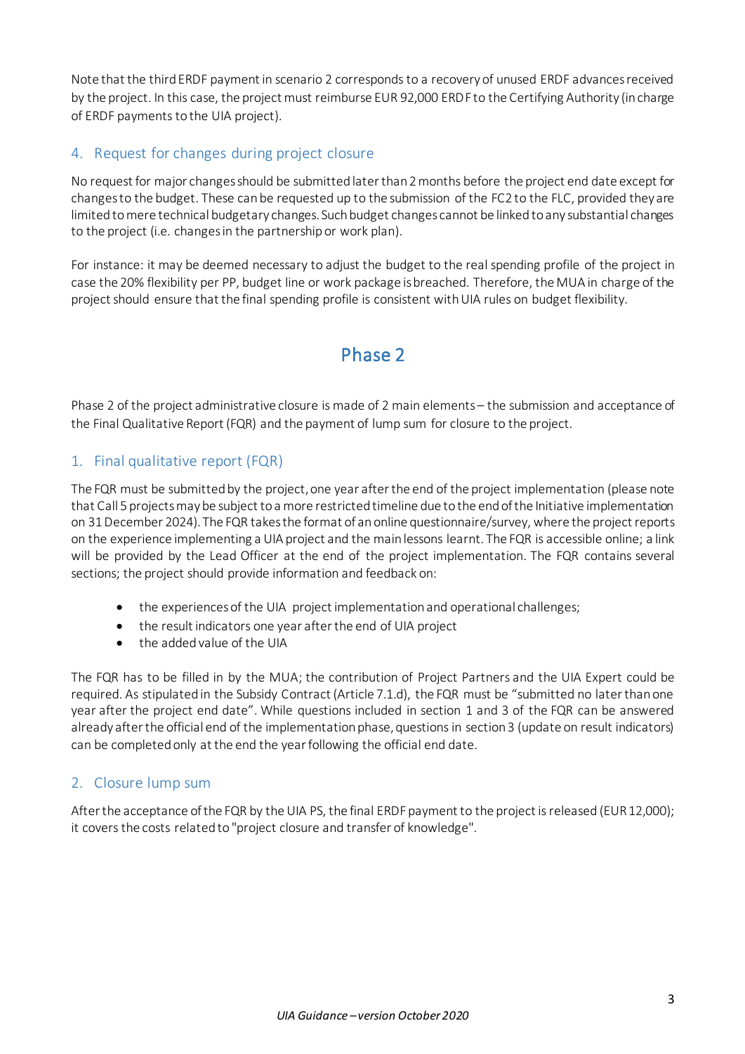Note that the third ERDF payment in scenario 2 corresponds to a recovery of unused ERDF advances received by the project. In this case, the project must reimburse EUR 92,000 ERDF to the Certifying Authority (in charge of ERDF payments to the UIA project).

## 4. Request for changes during project closure

No request for major changes should be submitted later than 2 months before the project end date except for changes to the budget. These can be requested up to the submission of the FC2 to the FLC, provided they are limited to mere technical budgetary changes. Such budget changes cannot be linked to any substantial changes to the project (i.e. changes in the partnership or work plan).

For instance: it may be deemed necessary to adjust the budget to the real spending profile of the project in case the 20% flexibility per PP, budget line or work package is breached. Therefore, the MUA in charge of the project should ensure that the final spending profile is consistent with UIA rules on budget flexibility.

# Phase 2

Phase 2 of the project administrative closure is made of 2 main elements – the submission and acceptance of the Final Qualitative Report (FQR) and the payment of lump sum for closure to the project.

## 1. Final qualitative report (FQR)

The FQR must be submitted by the project, one year after the end of the project implementation (please note that Call 5 projects may be subject to a more restricted timeline due to the end of the Initiative implementation on 31 December 2024). The FQR takes the format of an online questionnaire/survey, where the project reports on the experience implementing a UIA project and the main lessons learnt. The FQR is accessible online; a link will be provided by the Lead Officer at the end of the project implementation. The FQR contains several sections; the project should provide information and feedback on:

- the experiences of the UIA project implementation and operational challenges;
- the result indicators one year after the end of UIA project
- the added value of the UIA

The FQR has to be filled in by the MUA; the contribution of Project Partners and the UIA Expert could be required. As stipulated in the Subsidy Contract (Article 7.1.d), the FQR must be "submitted no later than one year after the project end date". While questions included in section 1 and 3 of the FQR can be answered already after the official end of the implementation phase, questions in section 3 (update on result indicators) can be completed only at the end the year following the official end date.

## 2. Closure lump sum

After the acceptance of the FQR by the UIA PS, the final ERDF payment to the project is released (EUR 12,000); it covers the costs related to "project closure and transfer of knowledge".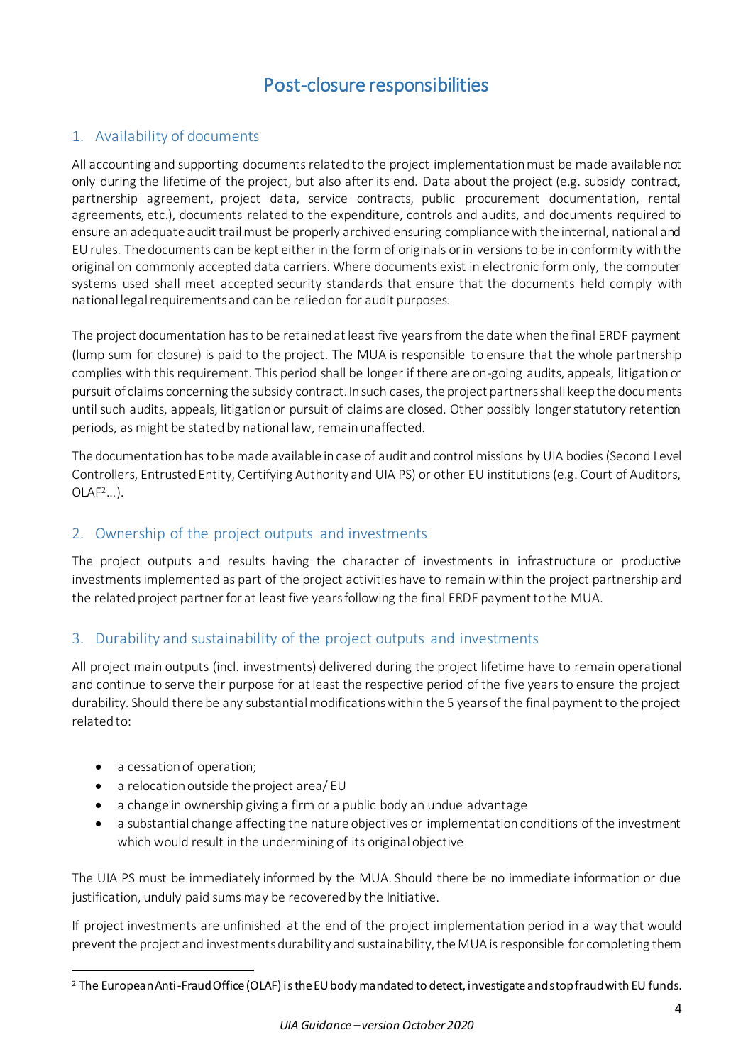# Post-closure responsibilities

## 1. Availability of documents

All accounting and supporting documents related to the project implementation must be made available not only during the lifetime of the project, but also after its end. Data about the project (e.g. subsidy contract, partnership agreement, project data, service contracts, public procurement documentation, rental agreements, etc.), documents related to the expenditure, controls and audits, and documents required to ensure an adequate audit trail must be properly archived ensuring compliance with the internal, national and EU rules. The documents can be kept either in the form of originals or in versions to be in conformity with the original on commonly accepted data carriers. Where documents exist in electronic form only, the computer systems used shall meet accepted security standards that ensure that the documents held comply with national legal requirements and can be relied on for audit purposes.

The project documentation has to be retained at least five years from the date when the final ERDF payment (lump sum for closure) is paid to the project. The MUA is responsible to ensure that the whole partnership complies with this requirement. This period shall be longer if there are on-going audits, appeals, litigation or pursuit of claims concerning the subsidy contract. In such cases, the project partners shall keep the documents until such audits, appeals, litigation or pursuit of claims are closed. Other possibly longer statutory retention periods, as might be stated by national law, remain unaffected.

The documentation has to be made available in case of audit and control missions by UIA bodies (Second Level Controllers, Entrusted Entity, Certifying Authority and UIA PS) or other EU institutions (e.g. Court of Auditors, OLAF[2]…).

## 2. Ownership of the project outputs and investments

The project outputs and results having the character of investments in infrastructure or productive investments implemented as part of the project activities have to remain within the project partnership and the related project partner for at least five years following the final ERDF payment to the MUA.

## 3. Durability and sustainability of the project outputs and investments

All project main outputs (incl. investments) delivered during the project lifetime have to remain operational and continue to serve their purpose for at least the respective period of the five years to ensure the project durability. Should there be any substantial modifications within the 5 years of the final payment to the project related to:

- a cessation of operation;
- a relocation outside the project area/ EU
- a change in ownership giving a firm or a public body an undue advantage
- a substantial change affecting the nature objectives or implementation conditions of the investment which would result in the undermining of its original objective

The UIA PS must be immediately informed by the MUA. Should there be no immediate information or due justification, unduly paid sums may be recovered by the Initiative.

If project investments are unfinished at the end of the project implementation period in a way that would prevent the project and investments durability and sustainability, the MUA is responsible for completing them

[2] The European Anti-Fraud Office (OLAF) is the EU body mandated to detect, investigate and stop fraud with EU funds.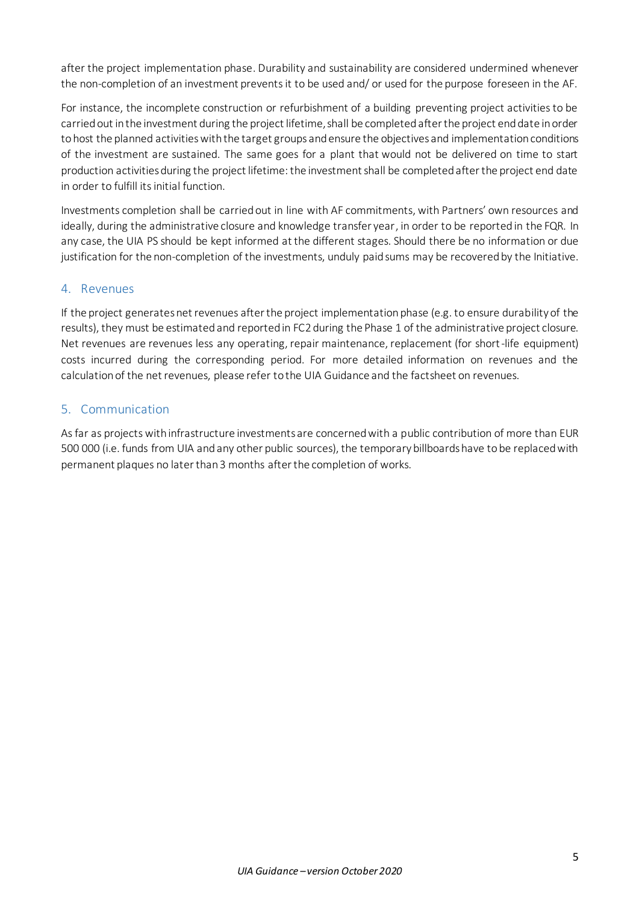after the project implementation phase. Durability and sustainability are considered undermined whenever the non-completion of an investment prevents it to be used and/ or used for the purpose foreseen in the AF.

For instance, the incomplete construction or refurbishment of a building preventing project activities to be carried out in the investment during the project lifetime, shall be completed after the project end date in order to host the planned activities with the target groups and ensure the objectives and implementation conditions of the investment are sustained. The same goes for a plant that would not be delivered on time to start production activities during the project lifetime: the investment shall be completed after the project end date in order to fulfill its initial function.

Investments completion shall be carried out in line with AF commitments, with Partners' own resources and ideally, during the administrative closure and knowledge transfer year, in order to be reported in the FQR. In any case, the UIA PS should be kept informed at the different stages. Should there be no information or due justification for the non-completion of the investments, unduly paid sums may be recovered by the Initiative.

## 4. Revenues

If the project generates net revenues after the project implementation phase (e.g. to ensure durability of the results), they must be estimated and reported in FC2 during the Phase 1 of the administrative project closure. Net revenues are revenues less any operating, repair maintenance, replacement (for short-life equipment) costs incurred during the corresponding period. For more detailed information on revenues and the calculation of the net revenues, please refer to the UIA Guidance and the factsheet on revenues.

## 5. Communication

As far as projects with infrastructure investments are concerned with a public contribution of more than EUR 500 000 (i.e. funds from UIA and any other public sources), the temporary billboards have to be replaced with permanent plaques no later than 3 months after the completion of works.